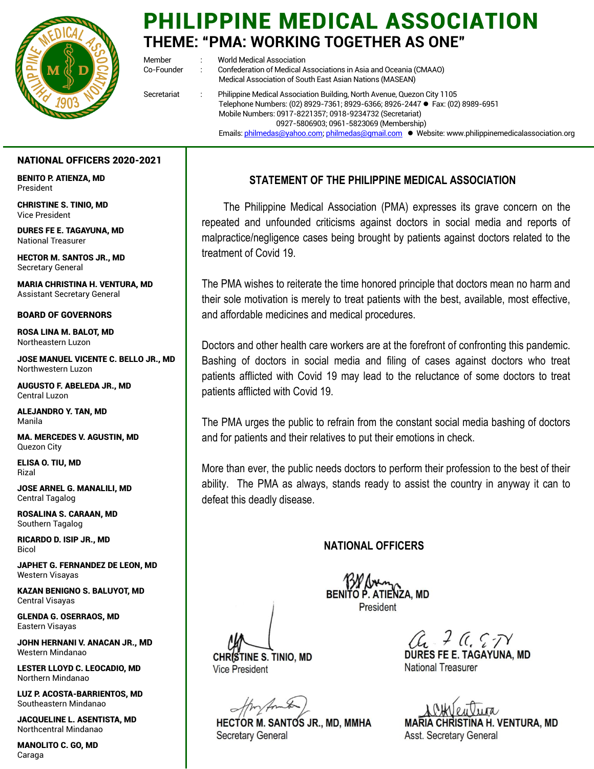# PHILIPPINE MEDICAL ASSOCIATION

## THEME: "PMA: WORKING TOGETHER AS ONE"

Member : World Medical Association
Co-Founder : Confederation of Medical Associations in Asia and Oceania (CMAAO)
Medical Association of South East Asian Nations (MASEAN)

Secretariat : Philippine Medical Association Building, North Avenue, Quezon City 1105
Telephone Numbers: (02) 8929-7361; 8929-6366; 8926-2447 ● Fax: (02) 8989-6951
Mobile Numbers: 0917-8221357; 0918-9234732 (Secretariat)
0927-5806903; 0961-5823069 (Membership)
Emails: philmedas@yahoo.com; philmedas@gmail.com ● Website: www.philippinemedicalassociation.org

**NATIONAL OFFICERS 2020-2021**

**BENITO P. ATIENZA, MD**
President

**CHRISTINE S. TINIO, MD**
Vice President

**DURES FE E. TAGAYUNA, MD**
National Treasurer

**HECTOR M. SANTOS JR., MD**
Secretary General

**MARIA CHRISTINA H. VENTURA, MD**
Assistant Secretary General

**BOARD OF GOVERNORS**

**ROSA LINA M. BALOT, MD**
Northeastern Luzon

**JOSE MANUEL VICENTE C. BELLO JR., MD**
Northwestern Luzon

**AUGUSTO F. ABELEDA JR., MD**
Central Luzon

**ALEJANDRO Y. TAN, MD**
Manila

**MA. MERCEDES V. AGUSTIN, MD**
Quezon City

**ELISA O. TIU, MD**
Rizal

**JOSE ARNEL G. MANALILI, MD**
Central Tagalog

**ROSALINA S. CARAAN, MD**
Southern Tagalog

**RICARDO D. ISIP JR., MD**
Bicol

**JAPHET G. FERNANDEZ DE LEON, MD**
Western Visayas

**KAZAN BENIGNO S. BALUYOT, MD**
Central Visayas

**GLENDA G. OSERRAOS, MD**
Eastern Visayas

**JOHN HERNANI V. ANACAN JR., MD**
Western Mindanao

**LESTER LLOYD C. LEOCADIO, MD**
Northern Mindanao

**LUZ P. ACOSTA-BARRIENTOS, MD**
Southeastern Mindanao

**JACQUELINE L. ASENTISTA, MD**
Northcentral Mindanao

**MANOLITO C. GO, MD**
Caraga

### STATEMENT OF THE PHILIPPINE MEDICAL ASSOCIATION

The Philippine Medical Association (PMA) expresses its grave concern on the repeated and unfounded criticisms against doctors in social media and reports of malpractice/negligence cases being brought by patients against doctors related to the treatment of Covid 19.

The PMA wishes to reiterate the time honored principle that doctors mean no harm and their sole motivation is merely to treat patients with the best, available, most effective, and affordable medicines and medical procedures.

Doctors and other health care workers are at the forefront of confronting this pandemic. Bashing of doctors in social media and filing of cases against doctors who treat patients afflicted with Covid 19 may lead to the reluctance of some doctors to treat patients afflicted with Covid 19.

The PMA urges the public to refrain from the constant social media bashing of doctors and for patients and their relatives to put their emotions in check.

More than ever, the public needs doctors to perform their profession to the best of their ability. The PMA as always, stands ready to assist the country in anyway it can to defeat this deadly disease.

**NATIONAL OFFICERS**

**BENITO P. ATIENZA, MD**
President

**CHRISTINE S. TINIO, MD**
Vice President

**DURES FE E. TAGAYUNA, MD**
National Treasurer

**HECTOR M. SANTOS JR., MD, MMHA**
Secretary General

**MARIA CHRISTINA H. VENTURA, MD**
Asst. Secretary General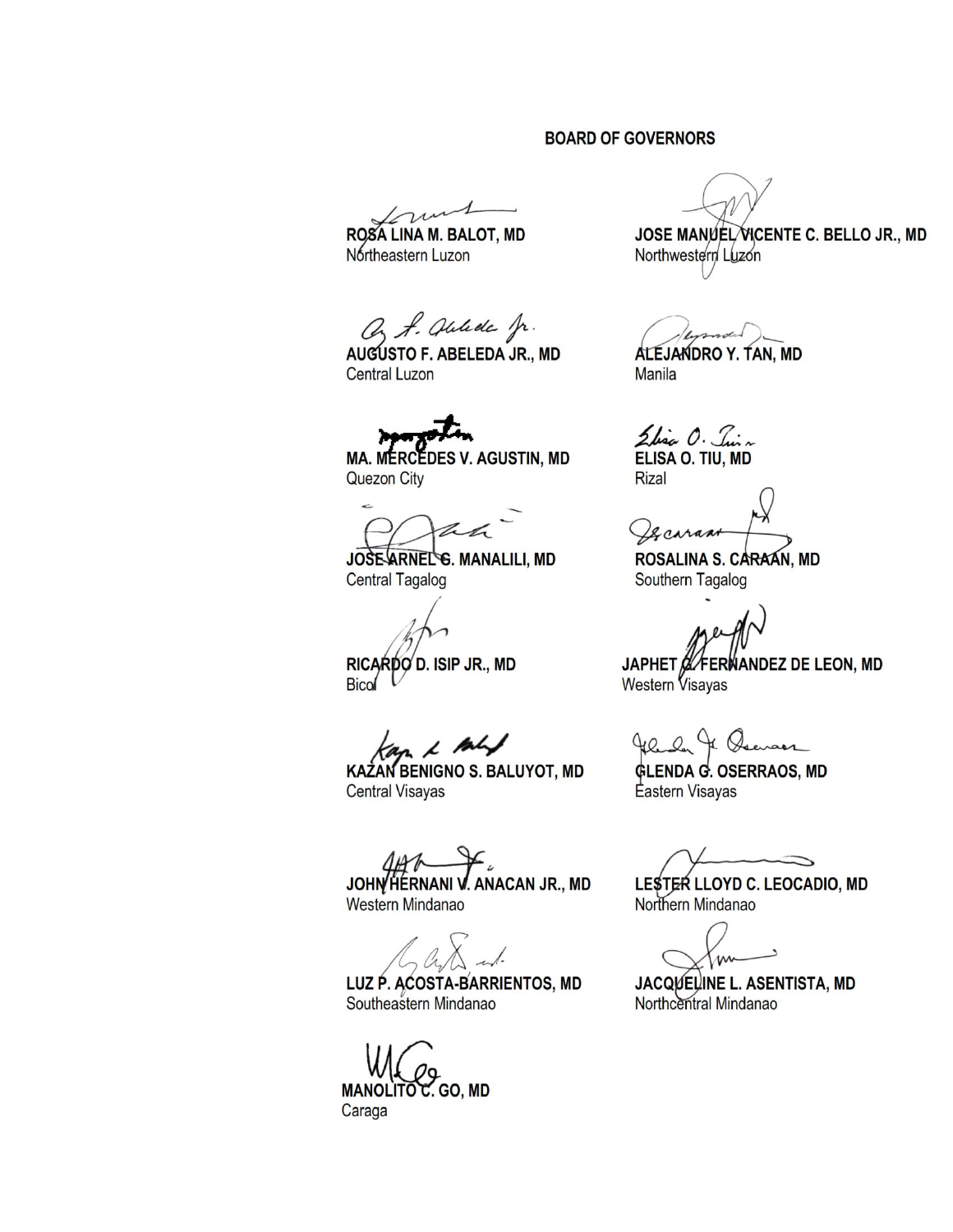**BOARD OF GOVERNORS**

**ROSA LINA M. BALOT, MD**
Northeastern Luzon

**JOSE MANUEL VICENTE C. BELLO JR., MD**
Northwestern Luzon

**AUGUSTO F. ABELEDA JR., MD**
Central Luzon

**ALEJANDRO Y. TAN, MD**
Manila

**MA. MERCEDES V. AGUSTIN, MD**
Quezon City

**ELISA O. TIU, MD**
Rizal

**JOSE ARNEL G. MANALILI, MD**
Central Tagalog

**ROSALINA S. CARAAN, MD**
Southern Tagalog

**RICARDO D. ISIP JR., MD**
Bicol

**JAPHET G. FERNANDEZ DE LEON, MD**
Western Visayas

**KAZAN BENIGNO S. BALUYOT, MD**
Central Visayas

**GLENDA G. OSERRAOS, MD**
Eastern Visayas

**JOHN HERNANI V. ANACAN JR., MD**
Western Mindanao

**LESTER LLOYD C. LEOCADIO, MD**
Northern Mindanao

**LUZ P. ACOSTA-BARRIENTOS, MD**
Southeastern Mindanao

**JACQUELINE L. ASENTISTA, MD**
Northcentral Mindanao

**MANOLITO C. GO, MD**
Caraga